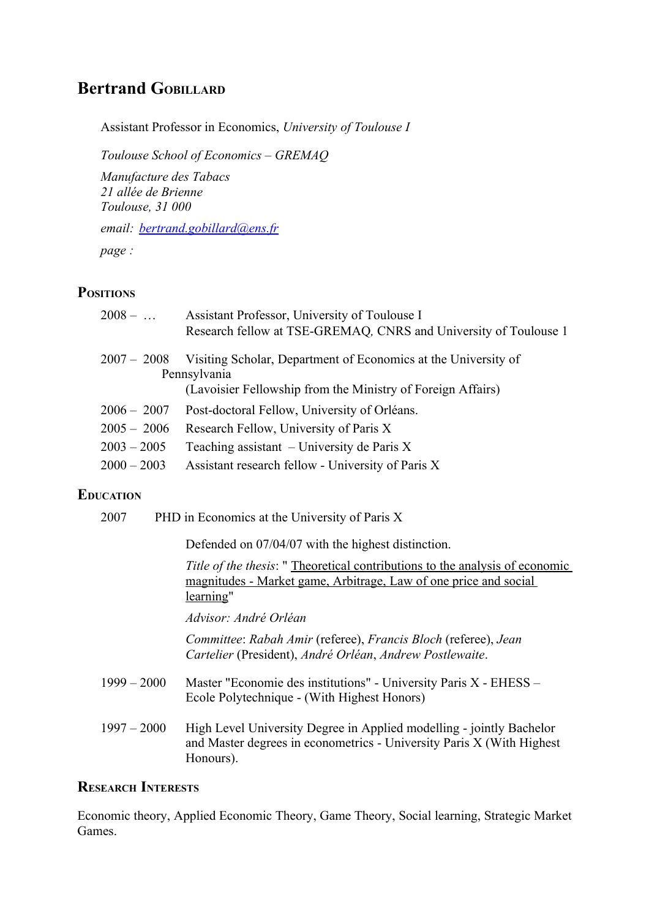# Bertrand Gobillard

Assistant Professor in Economics, *University of Toulouse I*

*Toulouse School of Economics – GREMAQ*

*Manufacture des Tabacs*
*21 allée de Brienne*
*Toulouse, 31 000*

*email:* [bertrand.gobillard@ens.fr](mailto:bertrand.gobillard@ens.fr)

*page :*

## Positions

2008 – … Assistant Professor, University of Toulouse I
Research fellow at TSE-GREMAQ, CNRS and University of Toulouse 1

2007 – 2008 Visiting Scholar, Department of Economics at the University of Pennsylvania
(Lavoisier Fellowship from the Ministry of Foreign Affairs)

2006 – 2007 Post-doctoral Fellow, University of Orléans.

2005 – 2006 Research Fellow, University of Paris X

2003 – 2005 Teaching assistant – University de Paris X

2000 – 2003 Assistant research fellow - University of Paris X

## Education

2007 PHD in Economics at the University of Paris X

Defended on 07/04/07 with the highest distinction.

*Title of the thesis*: " Theoretical contributions to the analysis of economic magnitudes - Market game, Arbitrage, Law of one price and social learning"

*Advisor: André Orléan*

*Committee*: *Rabah Amir* (referee), *Francis Bloch* (referee), *Jean Cartelier* (President), *André Orléan*, *Andrew Postlewaite*.

1999 – 2000 Master "Economie des institutions" - University Paris X - EHESS – Ecole Polytechnique - (With Highest Honors)

1997 – 2000 High Level University Degree in Applied modelling - jointly Bachelor and Master degrees in econometrics - University Paris X (With Highest Honours).

## Research Interests

Economic theory, Applied Economic Theory, Game Theory, Social learning, Strategic Market Games.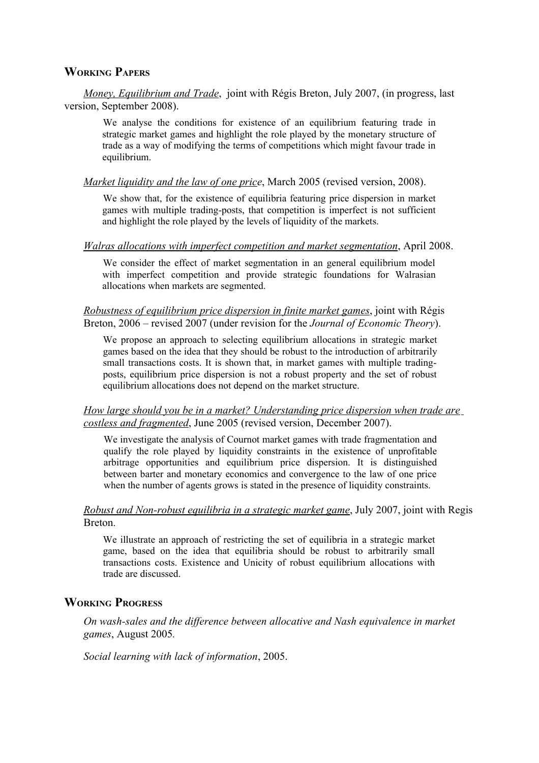## Working Papers

<u>*Money, Equilibrium and Trade*</u>, joint with Régis Breton, July 2007, (in progress, last version, September 2008).

> We analyse the conditions for existence of an equilibrium featuring trade in strategic market games and highlight the role played by the monetary structure of trade as a way of modifying the terms of competitions which might favour trade in equilibrium.

<u>*Market liquidity and the law of one price*</u>, March 2005 (revised version, 2008).

> We show that, for the existence of equilibria featuring price dispersion in market games with multiple trading-posts, that competition is imperfect is not sufficient and highlight the role played by the levels of liquidity of the markets.

<u>*Walras allocations with imperfect competition and market segmentation*</u>, April 2008.

> We consider the effect of market segmentation in an general equilibrium model with imperfect competition and provide strategic foundations for Walrasian allocations when markets are segmented.

<u>*Robustness of equilibrium price dispersion in finite market games*</u>, joint with Régis Breton, 2006 – revised 2007 (under revision for the *Journal of Economic Theory*).

> We propose an approach to selecting equilibrium allocations in strategic market games based on the idea that they should be robust to the introduction of arbitrarily small transactions costs. It is shown that, in market games with multiple trading-posts, equilibrium price dispersion is not a robust property and the set of robust equilibrium allocations does not depend on the market structure.

<u>*How large should you be in a market? Understanding price dispersion when trade are costless and fragmented*</u>, June 2005 (revised version, December 2007).

> We investigate the analysis of Cournot market games with trade fragmentation and qualify the role played by liquidity constraints in the existence of unprofitable arbitrage opportunities and equilibrium price dispersion. It is distinguished between barter and monetary economics and convergence to the law of one price when the number of agents grows is stated in the presence of liquidity constraints.

<u>*Robust and Non-robust equilibria in a strategic market game*</u>, July 2007, joint with Regis Breton.

> We illustrate an approach of restricting the set of equilibria in a strategic market game, based on the idea that equilibria should be robust to arbitrarily small transactions costs. Existence and Unicity of robust equilibrium allocations with trade are discussed.

## Working Progress

*On wash-sales and the difference between allocative and Nash equivalence in market games*, August 2005.

*Social learning with lack of information*, 2005.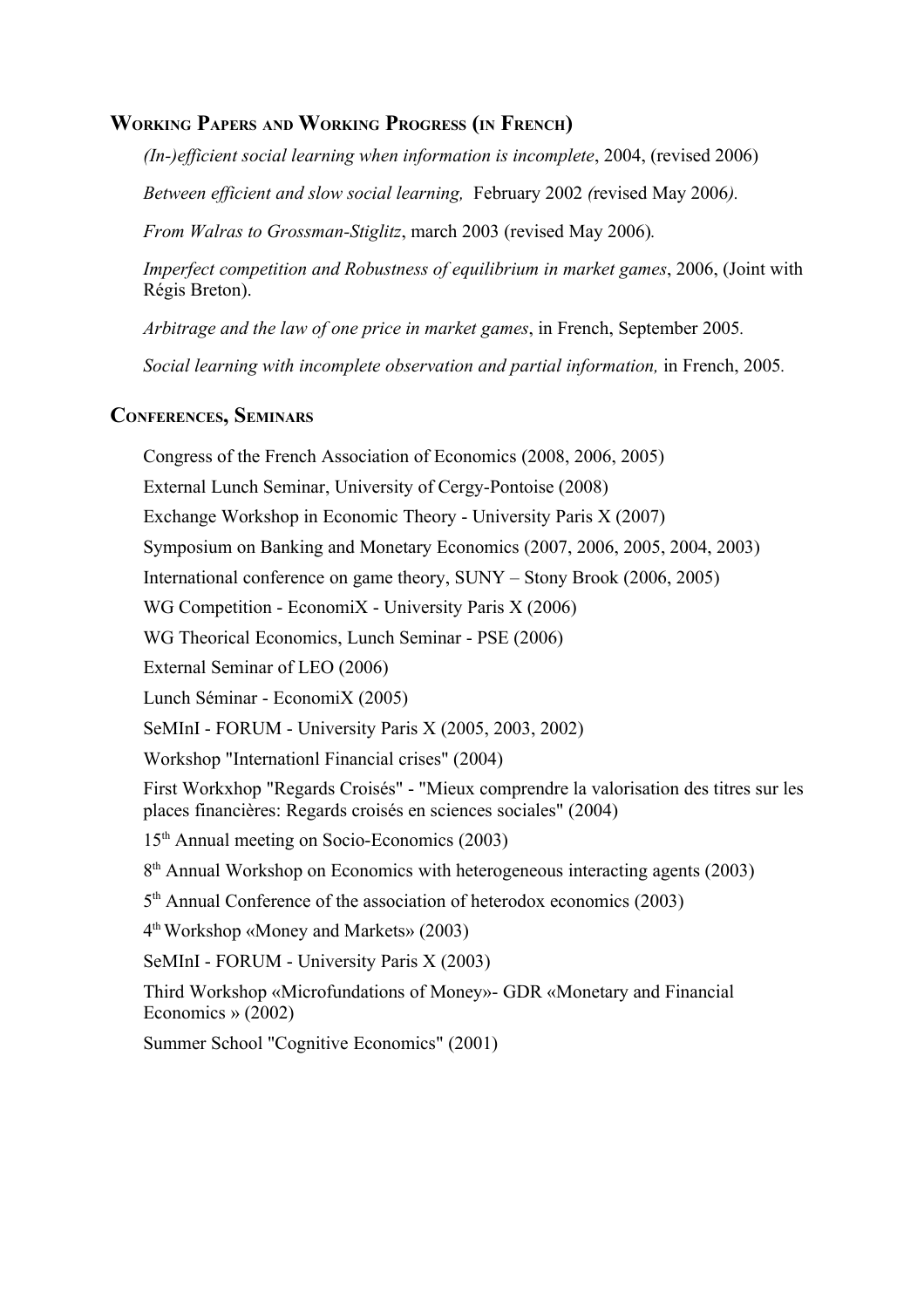## Working Papers and Working Progress (in French)

*(In-)efficient social learning when information is incomplete*, 2004, (revised 2006)

*Between efficient and slow social learning,* February 2002 *(*revised May 2006*).*

*From Walras to Grossman-Stiglitz*, march 2003 (revised May 2006)*.*

*Imperfect competition and Robustness of equilibrium in market games*, 2006, (Joint with Régis Breton).

*Arbitrage and the law of one price in market games*, in French, September 2005*.*

*Social learning with incomplete observation and partial information,* in French, 2005*.*

## Conferences, Seminars

Congress of the French Association of Economics (2008, 2006, 2005)

External Lunch Seminar, University of Cergy-Pontoise (2008)

Exchange Workshop in Economic Theory - University Paris X (2007)

Symposium on Banking and Monetary Economics (2007, 2006, 2005, 2004, 2003)

International conference on game theory, SUNY – Stony Brook (2006, 2005)

WG Competition - EconomiX - University Paris X (2006)

WG Theorical Economics, Lunch Seminar - PSE (2006)

External Seminar of LEO (2006)

Lunch Séminar - EconomiX (2005)

SeMInI - FORUM - University Paris X (2005, 2003, 2002)

Workshop "Internationl Financial crises" (2004)

First Workxhop "Regards Croisés" - "Mieux comprendre la valorisation des titres sur les places financières: Regards croisés en sciences sociales" (2004)

15th Annual meeting on Socio-Economics (2003)

8th Annual Workshop on Economics with heterogeneous interacting agents (2003)

5th Annual Conference of the association of heterodox economics (2003)

4th Workshop «Money and Markets» (2003)

SeMInI - FORUM - University Paris X (2003)

Third Workshop «Microfundations of Money»- GDR «Monetary and Financial Economics » (2002)

Summer School "Cognitive Economics" (2001)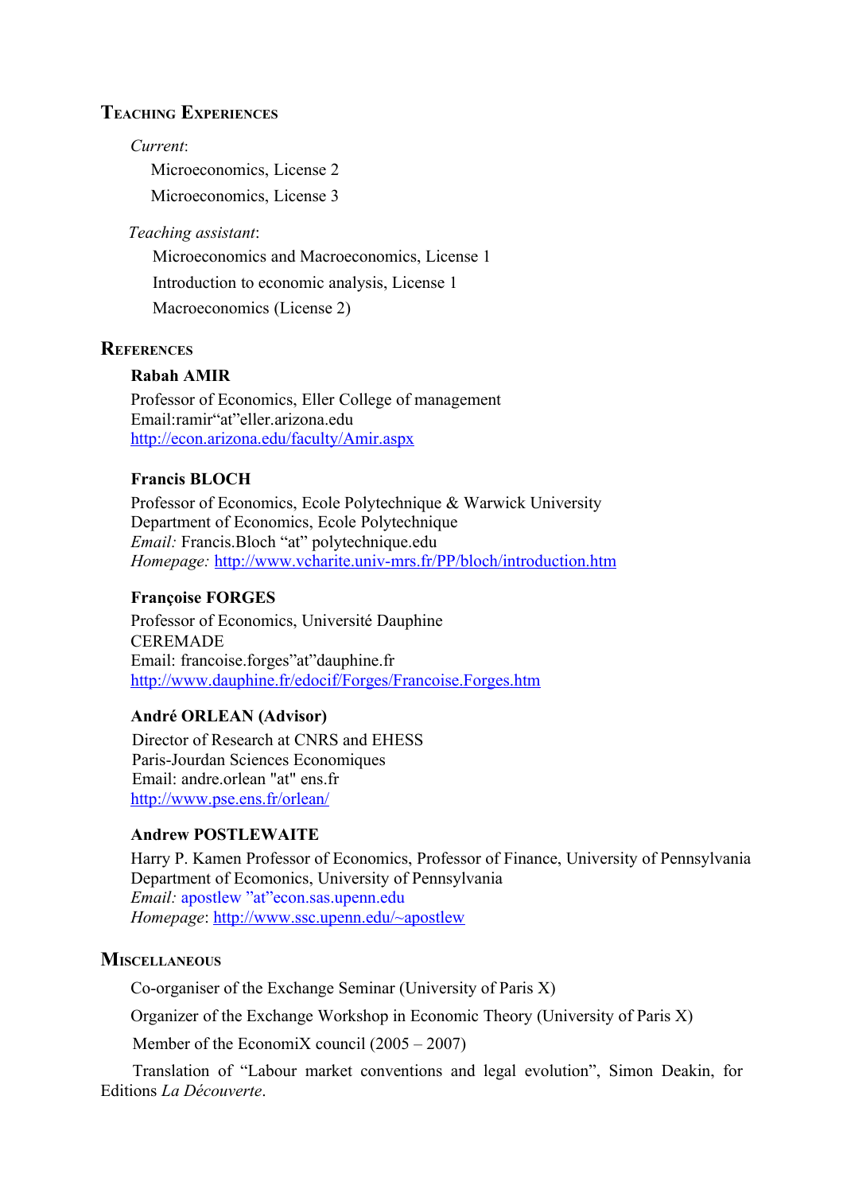## Teaching Experiences

*Current*:

Microeconomics, License 2

Microeconomics, License 3

*Teaching assistant*:

Microeconomics and Macroeconomics, License 1

Introduction to economic analysis, License 1

Macroeconomics (License 2)

## References

**Rabah AMIR**

Professor of Economics, Eller College of management
Email:ramir"at"eller.arizona.edu
http://econ.arizona.edu/faculty/Amir.aspx

**Francis BLOCH**

Professor of Economics, Ecole Polytechnique & Warwick University
Department of Economics, Ecole Polytechnique
*Email:* Francis.Bloch "at" polytechnique.edu
*Homepage:* http://www.vcharite.univ-mrs.fr/PP/bloch/introduction.htm

**Françoise FORGES**

Professor of Economics, Université Dauphine
CEREMADE
Email: francoise.forges"at"dauphine.fr
http://www.dauphine.fr/edocif/Forges/Francoise.Forges.htm

**André ORLEAN (Advisor)**

Director of Research at CNRS and EHESS
Paris-Jourdan Sciences Economiques
Email: andre.orlean "at" ens.fr
http://www.pse.ens.fr/orlean/

**Andrew POSTLEWAITE**

Harry P. Kamen Professor of Economics, Professor of Finance, University of Pennsylvania
Department of Ecomonics, University of Pennsylvania
*Email:* apostlew "at"econ.sas.upenn.edu
*Homepage*: http://www.ssc.upenn.edu/~apostlew

## Miscellaneous

Co-organiser of the Exchange Seminar (University of Paris X)

Organizer of the Exchange Workshop in Economic Theory (University of Paris X)

Member of the EconomiX council (2005 – 2007)

Translation of "Labour market conventions and legal evolution", Simon Deakin, for Editions *La Découverte*.